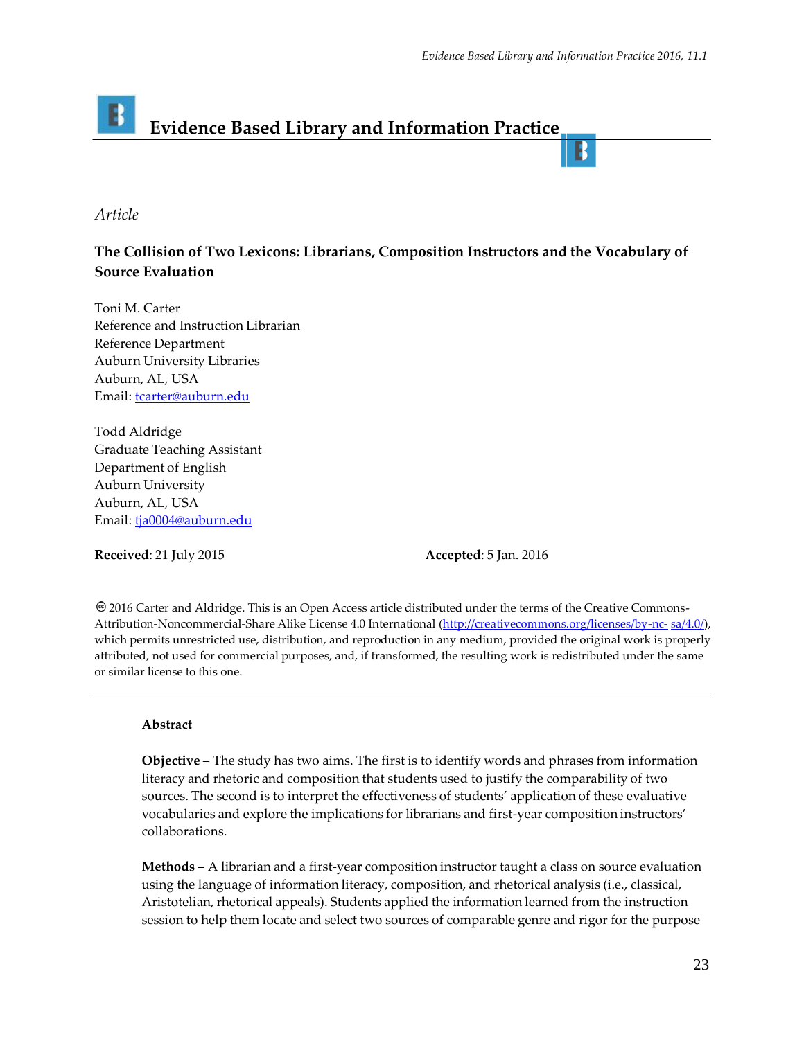# Evidence Based Library and Information Practice

*Article*

## The Collision of Two Lexicons: Librarians, Composition Instructors and the Vocabulary of Source Evaluation

Toni M. Carter
Reference and Instruction Librarian
Reference Department
Auburn University Libraries
Auburn, AL, USA
Email: tcarter@auburn.edu

Todd Aldridge
Graduate Teaching Assistant
Department of English
Auburn University
Auburn, AL, USA
Email: tja0004@auburn.edu

**Received**: 21 July 2015 **Accepted**: 5 Jan. 2016

© 2016 Carter and Aldridge. This is an Open Access article distributed under the terms of the Creative Commons-Attribution-Noncommercial-Share Alike License 4.0 International (http://creativecommons.org/licenses/by-nc-sa/4.0/), which permits unrestricted use, distribution, and reproduction in any medium, provided the original work is properly attributed, not used for commercial purposes, and, if transformed, the resulting work is redistributed under the same or similar license to this one.

### Abstract

**Objective** – The study has two aims. The first is to identify words and phrases from information literacy and rhetoric and composition that students used to justify the comparability of two sources. The second is to interpret the effectiveness of students' application of these evaluative vocabularies and explore the implications for librarians and first-year composition instructors' collaborations.

**Methods** – A librarian and a first-year composition instructor taught a class on source evaluation using the language of information literacy, composition, and rhetorical analysis (i.e., classical, Aristotelian, rhetorical appeals). Students applied the information learned from the instruction session to help them locate and select two sources of comparable genre and rigor for the purpose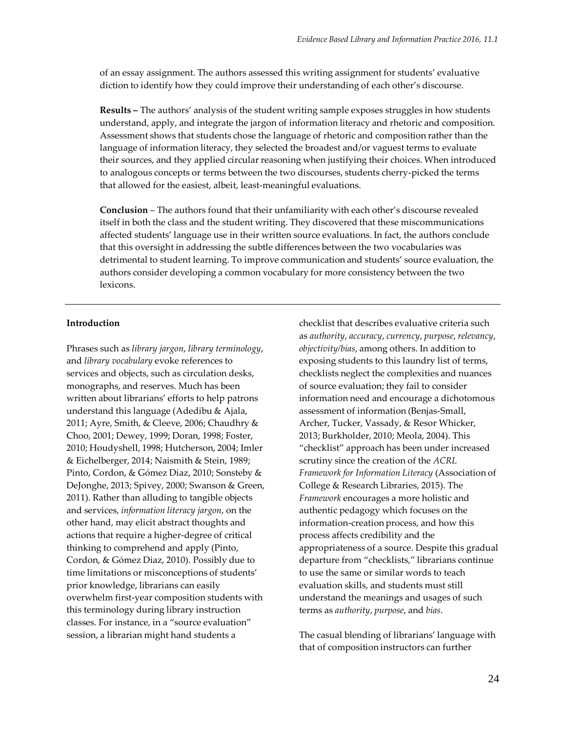of an essay assignment. The authors assessed this writing assignment for students' evaluative diction to identify how they could improve their understanding of each other's discourse.

**Results –** The authors' analysis of the student writing sample exposes struggles in how students understand, apply, and integrate the jargon of information literacy and rhetoric and composition. Assessment shows that students chose the language of rhetoric and composition rather than the language of information literacy, they selected the broadest and/or vaguest terms to evaluate their sources, and they applied circular reasoning when justifying their choices. When introduced to analogous concepts or terms between the two discourses, students cherry-picked the terms that allowed for the easiest, albeit, least-meaningful evaluations.

**Conclusion** – The authors found that their unfamiliarity with each other's discourse revealed itself in both the class and the student writing. They discovered that these miscommunications affected students' language use in their written source evaluations. In fact, the authors conclude that this oversight in addressing the subtle differences between the two vocabularies was detrimental to student learning. To improve communication and students' source evaluation, the authors consider developing a common vocabulary for more consistency between the two lexicons.

---

## Introduction

Phrases such as *library jargon*, *library terminology*, and *library vocabulary* evoke references to services and objects, such as circulation desks, monographs, and reserves. Much has been written about librarians' efforts to help patrons understand this language (Adedibu & Ajala, 2011; Ayre, Smith, & Cleeve, 2006; Chaudhry & Choo, 2001; Dewey, 1999; Doran, 1998; Foster, 2010; Houdyshell, 1998; Hutcherson, 2004; Imler & Eichelberger, 2014; Naismith & Stein, 1989; Pinto, Cordon, & Gómez Diaz, 2010; Sonsteby & DeJonghe, 2013; Spivey, 2000; Swanson & Green, 2011). Rather than alluding to tangible objects and services, *information literacy jargon*, on the other hand, may elicit abstract thoughts and actions that require a higher-degree of critical thinking to comprehend and apply (Pinto, Cordon, & Gómez Diaz, 2010). Possibly due to time limitations or misconceptions of students' prior knowledge, librarians can easily overwhelm first-year composition students with this terminology during library instruction classes. For instance, in a "source evaluation" session, a librarian might hand students a checklist that describes evaluative criteria such as *authority*, *accuracy*, *currency*, *purpose*, *relevancy*, *objectivity/bias*, among others. In addition to exposing students to this laundry list of terms, checklists neglect the complexities and nuances of source evaluation; they fail to consider information need and encourage a dichotomous assessment of information (Benjas-Small, Archer, Tucker, Vassady, & Resor Whicker, 2013; Burkholder, 2010; Meola, 2004). This "checklist" approach has been under increased scrutiny since the creation of the *ACRL Framework for Information Literacy* (Association of College & Research Libraries, 2015). The *Framework* encourages a more holistic and authentic pedagogy which focuses on the information-creation process, and how this process affects credibility and the appropriateness of a source. Despite this gradual departure from "checklists," librarians continue to use the same or similar words to teach evaluation skills, and students must still understand the meanings and usages of such terms as *authority*, *purpose*, and *bias*.

The casual blending of librarians' language with that of composition instructors can further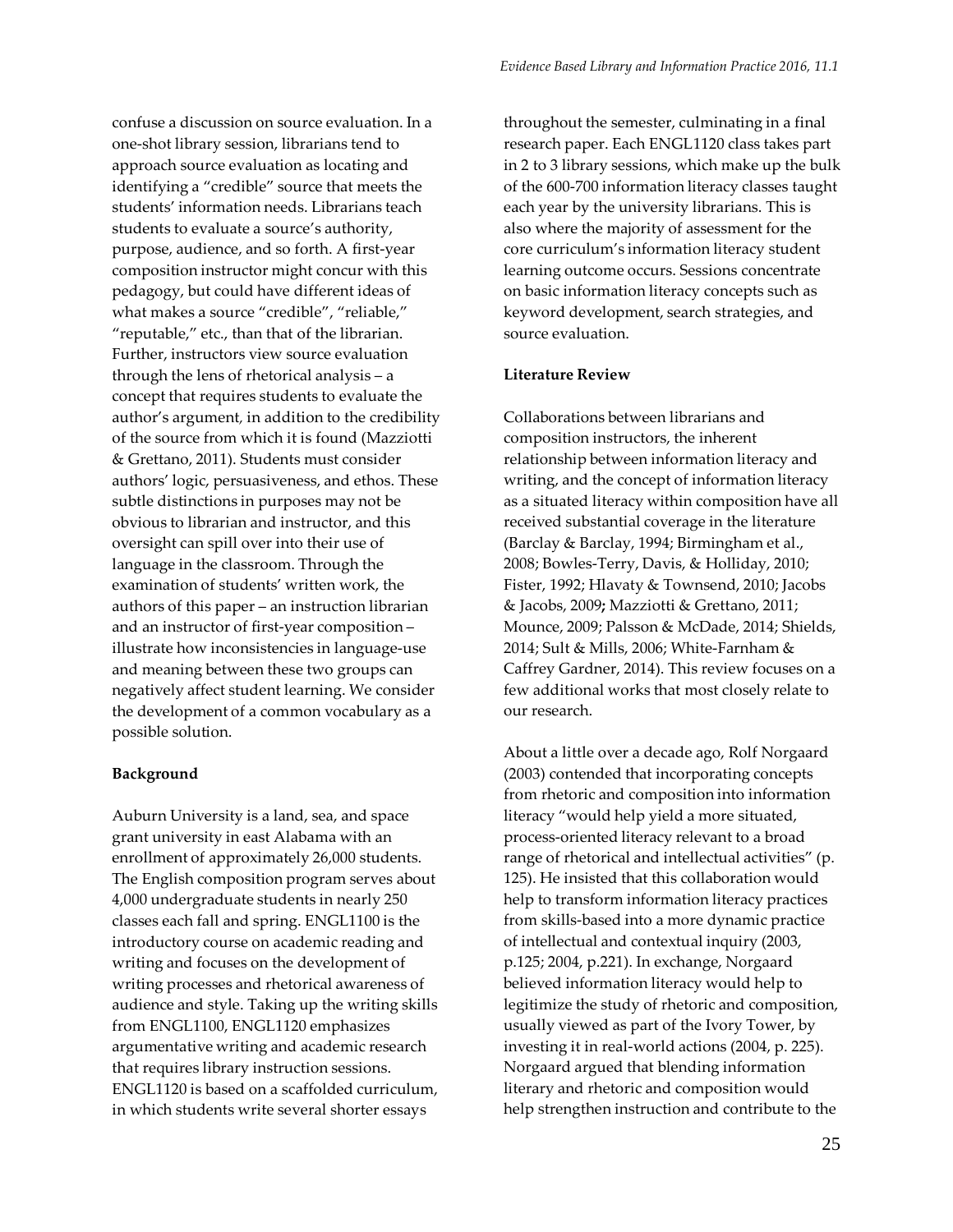confuse a discussion on source evaluation. In a one-shot library session, librarians tend to approach source evaluation as locating and identifying a "credible" source that meets the students' information needs. Librarians teach students to evaluate a source's authority, purpose, audience, and so forth. A first-year composition instructor might concur with this pedagogy, but could have different ideas of what makes a source "credible", "reliable," "reputable," etc., than that of the librarian. Further, instructors view source evaluation through the lens of rhetorical analysis – a concept that requires students to evaluate the author's argument, in addition to the credibility of the source from which it is found (Mazziotti & Grettano, 2011). Students must consider authors' logic, persuasiveness, and ethos. These subtle distinctions in purposes may not be obvious to librarian and instructor, and this oversight can spill over into their use of language in the classroom. Through the examination of students' written work, the authors of this paper – an instruction librarian and an instructor of first-year composition – illustrate how inconsistencies in language-use and meaning between these two groups can negatively affect student learning. We consider the development of a common vocabulary as a possible solution.

**Background**

Auburn University is a land, sea, and space grant university in east Alabama with an enrollment of approximately 26,000 students. The English composition program serves about 4,000 undergraduate students in nearly 250 classes each fall and spring. ENGL1100 is the introductory course on academic reading and writing and focuses on the development of writing processes and rhetorical awareness of audience and style. Taking up the writing skills from ENGL1100, ENGL1120 emphasizes argumentative writing and academic research that requires library instruction sessions. ENGL1120 is based on a scaffolded curriculum, in which students write several shorter essays throughout the semester, culminating in a final research paper. Each ENGL1120 class takes part in 2 to 3 library sessions, which make up the bulk of the 600-700 information literacy classes taught each year by the university librarians. This is also where the majority of assessment for the core curriculum's information literacy student learning outcome occurs. Sessions concentrate on basic information literacy concepts such as keyword development, search strategies, and source evaluation.

**Literature Review**

Collaborations between librarians and composition instructors, the inherent relationship between information literacy and writing, and the concept of information literacy as a situated literacy within composition have all received substantial coverage in the literature (Barclay & Barclay, 1994; Birmingham et al., 2008; Bowles-Terry, Davis, & Holliday, 2010; Fister, 1992; Hlavaty & Townsend, 2010; Jacobs & Jacobs, 2009**;** Mazziotti & Grettano, 2011; Mounce, 2009; Palsson & McDade, 2014; Shields, 2014; Sult & Mills, 2006; White-Farnham & Caffrey Gardner, 2014). This review focuses on a few additional works that most closely relate to our research.

About a little over a decade ago, Rolf Norgaard (2003) contended that incorporating concepts from rhetoric and composition into information literacy "would help yield a more situated, process-oriented literacy relevant to a broad range of rhetorical and intellectual activities" (p. 125). He insisted that this collaboration would help to transform information literacy practices from skills-based into a more dynamic practice of intellectual and contextual inquiry (2003, p.125; 2004, p.221). In exchange, Norgaard believed information literacy would help to legitimize the study of rhetoric and composition, usually viewed as part of the Ivory Tower, by investing it in real-world actions (2004, p. 225). Norgaard argued that blending information literary and rhetoric and composition would help strengthen instruction and contribute to the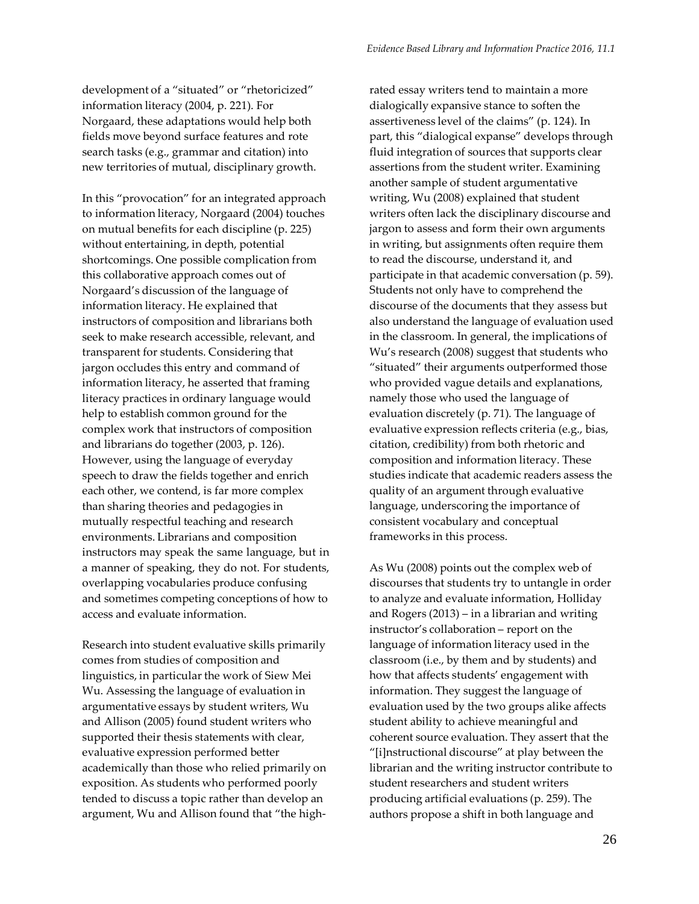development of a "situated" or "rhetoricized" information literacy (2004, p. 221). For Norgaard, these adaptations would help both fields move beyond surface features and rote search tasks (e.g., grammar and citation) into new territories of mutual, disciplinary growth.

In this "provocation" for an integrated approach to information literacy, Norgaard (2004) touches on mutual benefits for each discipline (p. 225) without entertaining, in depth, potential shortcomings. One possible complication from this collaborative approach comes out of Norgaard's discussion of the language of information literacy. He explained that instructors of composition and librarians both seek to make research accessible, relevant, and transparent for students. Considering that jargon occludes this entry and command of information literacy, he asserted that framing literacy practices in ordinary language would help to establish common ground for the complex work that instructors of composition and librarians do together (2003, p. 126). However, using the language of everyday speech to draw the fields together and enrich each other, we contend, is far more complex than sharing theories and pedagogies in mutually respectful teaching and research environments. Librarians and composition instructors may speak the same language, but in a manner of speaking, they do not. For students, overlapping vocabularies produce confusing and sometimes competing conceptions of how to access and evaluate information.

Research into student evaluative skills primarily comes from studies of composition and linguistics, in particular the work of Siew Mei Wu. Assessing the language of evaluation in argumentative essays by student writers, Wu and Allison (2005) found student writers who supported their thesis statements with clear, evaluative expression performed better academically than those who relied primarily on exposition. As students who performed poorly tended to discuss a topic rather than develop an argument, Wu and Allison found that "the high-rated essay writers tend to maintain a more dialogically expansive stance to soften the assertiveness level of the claims" (p. 124). In part, this "dialogical expanse" develops through fluid integration of sources that supports clear assertions from the student writer. Examining another sample of student argumentative writing, Wu (2008) explained that student writers often lack the disciplinary discourse and jargon to assess and form their own arguments in writing, but assignments often require them to read the discourse, understand it, and participate in that academic conversation (p. 59). Students not only have to comprehend the discourse of the documents that they assess but also understand the language of evaluation used in the classroom. In general, the implications of Wu's research (2008) suggest that students who "situated" their arguments outperformed those who provided vague details and explanations, namely those who used the language of evaluation discretely (p. 71). The language of evaluative expression reflects criteria (e.g., bias, citation, credibility) from both rhetoric and composition and information literacy. These studies indicate that academic readers assess the quality of an argument through evaluative language, underscoring the importance of consistent vocabulary and conceptual frameworks in this process.

As Wu (2008) points out the complex web of discourses that students try to untangle in order to analyze and evaluate information, Holliday and Rogers (2013) – in a librarian and writing instructor's collaboration – report on the language of information literacy used in the classroom (i.e., by them and by students) and how that affects students' engagement with information. They suggest the language of evaluation used by the two groups alike affects student ability to achieve meaningful and coherent source evaluation. They assert that the "[i]nstructional discourse" at play between the librarian and the writing instructor contribute to student researchers and student writers producing artificial evaluations (p. 259). The authors propose a shift in both language and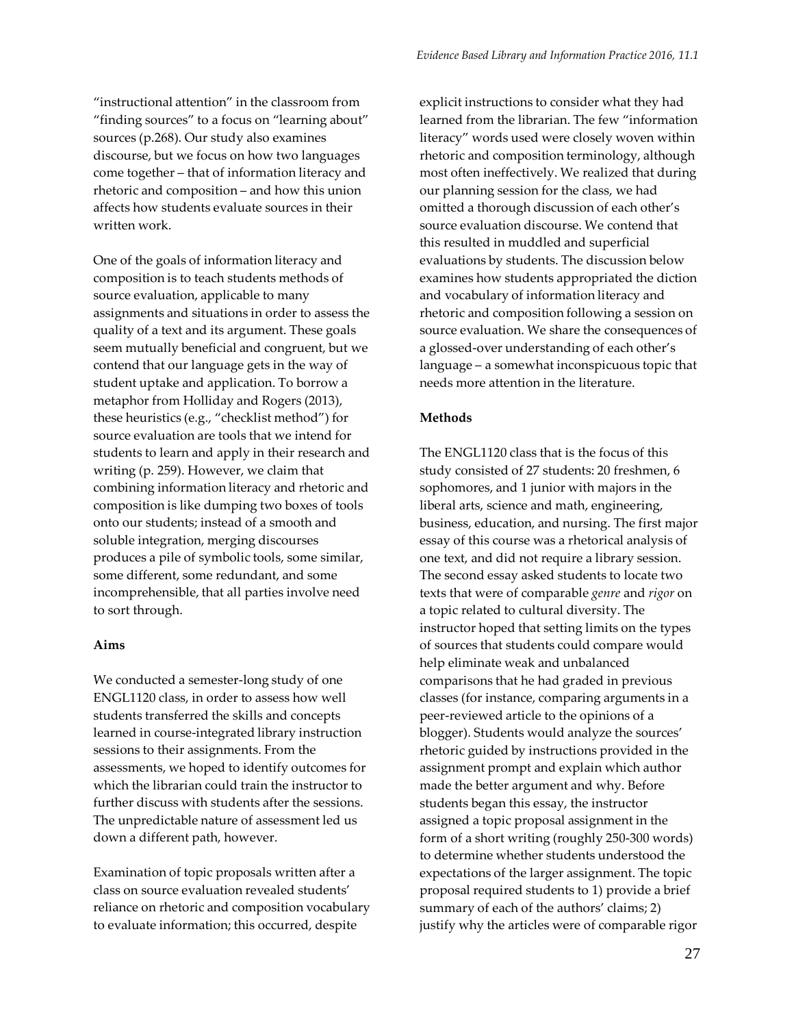"instructional attention" in the classroom from "finding sources" to a focus on "learning about" sources (p.268). Our study also examines discourse, but we focus on how two languages come together – that of information literacy and rhetoric and composition – and how this union affects how students evaluate sources in their written work.

One of the goals of information literacy and composition is to teach students methods of source evaluation, applicable to many assignments and situations in order to assess the quality of a text and its argument. These goals seem mutually beneficial and congruent, but we contend that our language gets in the way of student uptake and application. To borrow a metaphor from Holliday and Rogers (2013), these heuristics (e.g., "checklist method") for source evaluation are tools that we intend for students to learn and apply in their research and writing (p. 259). However, we claim that combining information literacy and rhetoric and composition is like dumping two boxes of tools onto our students; instead of a smooth and soluble integration, merging discourses produces a pile of symbolic tools, some similar, some different, some redundant, and some incomprehensible, that all parties involve need to sort through.

**Aims**

We conducted a semester-long study of one ENGL1120 class, in order to assess how well students transferred the skills and concepts learned in course-integrated library instruction sessions to their assignments. From the assessments, we hoped to identify outcomes for which the librarian could train the instructor to further discuss with students after the sessions. The unpredictable nature of assessment led us down a different path, however.

Examination of topic proposals written after a class on source evaluation revealed students' reliance on rhetoric and composition vocabulary to evaluate information; this occurred, despite explicit instructions to consider what they had learned from the librarian. The few "information literacy" words used were closely woven within rhetoric and composition terminology, although most often ineffectively. We realized that during our planning session for the class, we had omitted a thorough discussion of each other's source evaluation discourse. We contend that this resulted in muddled and superficial evaluations by students. The discussion below examines how students appropriated the diction and vocabulary of information literacy and rhetoric and composition following a session on source evaluation. We share the consequences of a glossed-over understanding of each other's language – a somewhat inconspicuous topic that needs more attention in the literature.

**Methods**

The ENGL1120 class that is the focus of this study consisted of 27 students: 20 freshmen, 6 sophomores, and 1 junior with majors in the liberal arts, science and math, engineering, business, education, and nursing. The first major essay of this course was a rhetorical analysis of one text, and did not require a library session. The second essay asked students to locate two texts that were of comparable *genre* and *rigor* on a topic related to cultural diversity. The instructor hoped that setting limits on the types of sources that students could compare would help eliminate weak and unbalanced comparisons that he had graded in previous classes (for instance, comparing arguments in a peer-reviewed article to the opinions of a blogger). Students would analyze the sources' rhetoric guided by instructions provided in the assignment prompt and explain which author made the better argument and why. Before students began this essay, the instructor assigned a topic proposal assignment in the form of a short writing (roughly 250-300 words) to determine whether students understood the expectations of the larger assignment. The topic proposal required students to 1) provide a brief summary of each of the authors' claims; 2) justify why the articles were of comparable rigor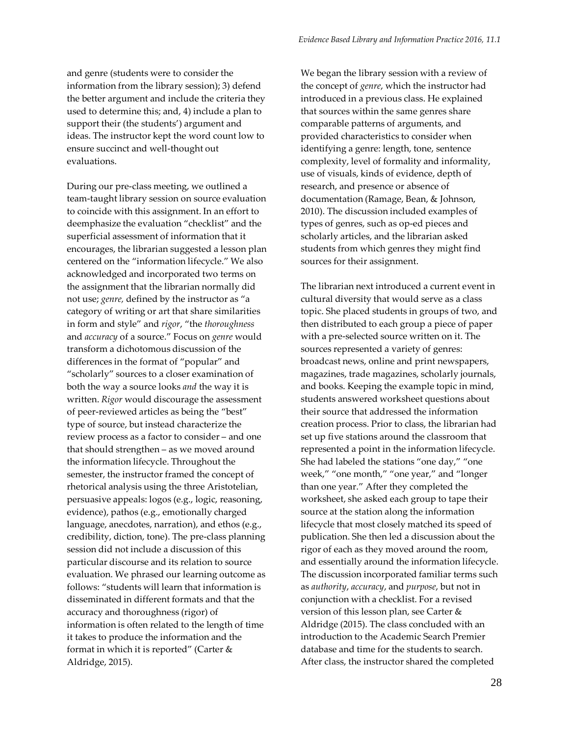and genre (students were to consider the information from the library session); 3) defend the better argument and include the criteria they used to determine this; and, 4) include a plan to support their (the students') argument and ideas. The instructor kept the word count low to ensure succinct and well-thought out evaluations.

During our pre-class meeting, we outlined a team-taught library session on source evaluation to coincide with this assignment. In an effort to deemphasize the evaluation "checklist" and the superficial assessment of information that it encourages, the librarian suggested a lesson plan centered on the "information lifecycle." We also acknowledged and incorporated two terms on the assignment that the librarian normally did not use; *genre,* defined by the instructor as "a category of writing or art that share similarities in form and style" and *rigor*, "the *thoroughness* and *accuracy* of a source." Focus on *genre* would transform a dichotomous discussion of the differences in the format of "popular" and "scholarly" sources to a closer examination of both the way a source looks *and* the way it is written. *Rigor* would discourage the assessment of peer-reviewed articles as being the "best" type of source, but instead characterize the review process as a factor to consider – and one that should strengthen – as we moved around the information lifecycle. Throughout the semester, the instructor framed the concept of rhetorical analysis using the three Aristotelian, persuasive appeals: logos (e.g., logic, reasoning, evidence), pathos (e.g., emotionally charged language, anecdotes, narration), and ethos (e.g., credibility, diction, tone). The pre-class planning session did not include a discussion of this particular discourse and its relation to source evaluation. We phrased our learning outcome as follows: "students will learn that information is disseminated in different formats and that the accuracy and thoroughness (rigor) of information is often related to the length of time it takes to produce the information and the format in which it is reported" (Carter & Aldridge, 2015).

We began the library session with a review of the concept of *genre*, which the instructor had introduced in a previous class. He explained that sources within the same genres share comparable patterns of arguments, and provided characteristics to consider when identifying a genre: length, tone, sentence complexity, level of formality and informality, use of visuals, kinds of evidence, depth of research, and presence or absence of documentation (Ramage, Bean, & Johnson, 2010). The discussion included examples of types of genres, such as op-ed pieces and scholarly articles, and the librarian asked students from which genres they might find sources for their assignment.

The librarian next introduced a current event in cultural diversity that would serve as a class topic. She placed students in groups of two, and then distributed to each group a piece of paper with a pre-selected source written on it. The sources represented a variety of genres: broadcast news, online and print newspapers, magazines, trade magazines, scholarly journals, and books. Keeping the example topic in mind, students answered worksheet questions about their source that addressed the information creation process. Prior to class, the librarian had set up five stations around the classroom that represented a point in the information lifecycle. She had labeled the stations "one day," "one week," "one month," "one year," and "longer than one year." After they completed the worksheet, she asked each group to tape their source at the station along the information lifecycle that most closely matched its speed of publication. She then led a discussion about the rigor of each as they moved around the room, and essentially around the information lifecycle. The discussion incorporated familiar terms such as *authority*, *accuracy*, and *purpose*, but not in conjunction with a checklist. For a revised version of this lesson plan, see Carter & Aldridge (2015). The class concluded with an introduction to the Academic Search Premier database and time for the students to search. After class, the instructor shared the completed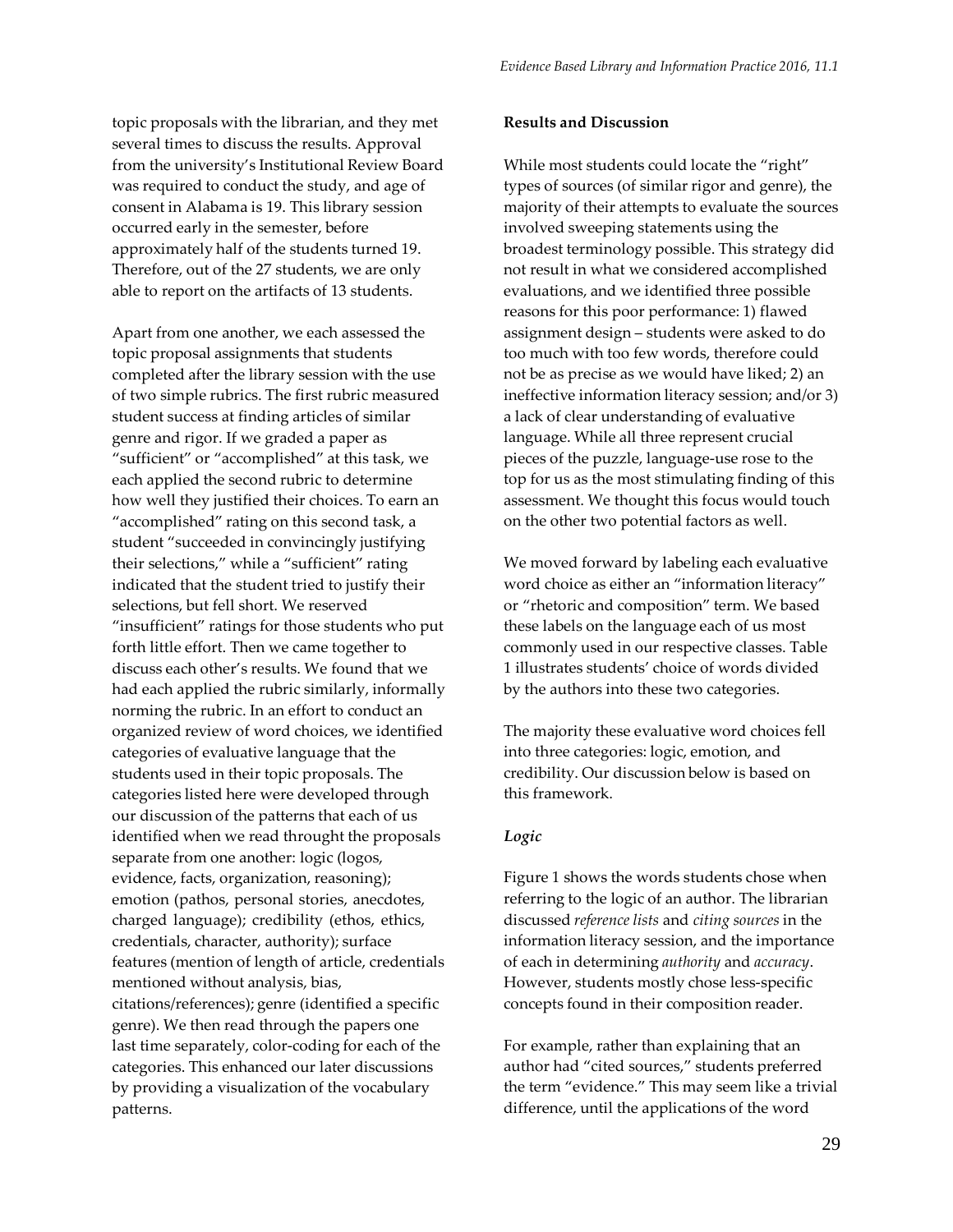topic proposals with the librarian, and they met several times to discuss the results. Approval from the university's Institutional Review Board was required to conduct the study, and age of consent in Alabama is 19. This library session occurred early in the semester, before approximately half of the students turned 19. Therefore, out of the 27 students, we are only able to report on the artifacts of 13 students.

Apart from one another, we each assessed the topic proposal assignments that students completed after the library session with the use of two simple rubrics. The first rubric measured student success at finding articles of similar genre and rigor. If we graded a paper as "sufficient" or "accomplished" at this task, we each applied the second rubric to determine how well they justified their choices. To earn an "accomplished" rating on this second task, a student "succeeded in convincingly justifying their selections," while a "sufficient" rating indicated that the student tried to justify their selections, but fell short. We reserved "insufficient" ratings for those students who put forth little effort. Then we came together to discuss each other's results. We found that we had each applied the rubric similarly, informally norming the rubric. In an effort to conduct an organized review of word choices, we identified categories of evaluative language that the students used in their topic proposals. The categories listed here were developed through our discussion of the patterns that each of us identified when we read throught the proposals separate from one another: logic (logos, evidence, facts, organization, reasoning); emotion (pathos, personal stories, anecdotes, charged language); credibility (ethos, ethics, credentials, character, authority); surface features (mention of length of article, credentials mentioned without analysis, bias, citations/references); genre (identified a specific genre). We then read through the papers one last time separately, color-coding for each of the categories. This enhanced our later discussions by providing a visualization of the vocabulary patterns.

**Results and Discussion**

While most students could locate the "right" types of sources (of similar rigor and genre), the majority of their attempts to evaluate the sources involved sweeping statements using the broadest terminology possible. This strategy did not result in what we considered accomplished evaluations, and we identified three possible reasons for this poor performance: 1) flawed assignment design – students were asked to do too much with too few words, therefore could not be as precise as we would have liked; 2) an ineffective information literacy session; and/or 3) a lack of clear understanding of evaluative language. While all three represent crucial pieces of the puzzle, language-use rose to the top for us as the most stimulating finding of this assessment. We thought this focus would touch on the other two potential factors as well.

We moved forward by labeling each evaluative word choice as either an "information literacy" or "rhetoric and composition" term. We based these labels on the language each of us most commonly used in our respective classes. Table 1 illustrates students' choice of words divided by the authors into these two categories.

The majority these evaluative word choices fell into three categories: logic, emotion, and credibility. Our discussion below is based on this framework.

***Logic***

Figure 1 shows the words students chose when referring to the logic of an author. The librarian discussed *reference lists* and *citing sources* in the information literacy session, and the importance of each in determining *authority* and *accuracy*. However, students mostly chose less-specific concepts found in their composition reader.

For example, rather than explaining that an author had "cited sources," students preferred the term "evidence." This may seem like a trivial difference, until the applications of the word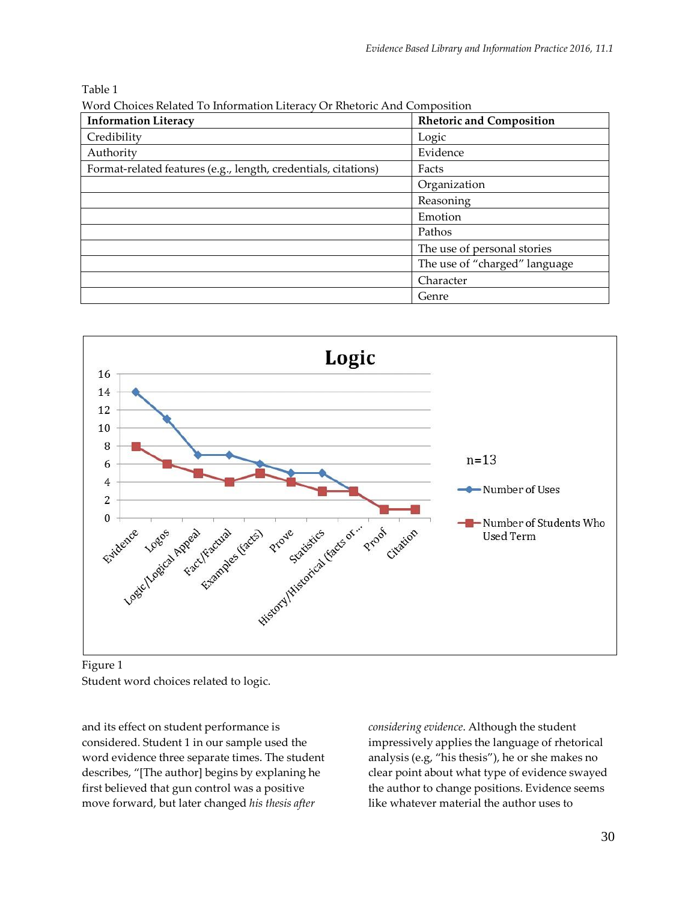Table 1
Word Choices Related To Information Literacy Or Rhetoric And Composition

| Information Literacy | Rhetoric and Composition |
|---|---|
| Credibility | Logic |
| Authority | Evidence |
| Format-related features (e.g., length, credentials, citations) | Facts |
| | Organization |
| | Reasoning |
| | Emotion |
| | Pathos |
| | The use of personal stories |
| | The use of "charged" language |
| | Character |
| | Genre |

Figure 1
Student word choices related to logic.

and its effect on student performance is considered. Student 1 in our sample used the word evidence three separate times. The student describes, "[The author] begins by explaning he first believed that gun control was a positive move forward, but later changed *his thesis after considering evidence*. Although the student impressively applies the language of rhetorical analysis (e.g, "his thesis"), he or she makes no clear point about what type of evidence swayed the author to change positions. Evidence seems like whatever material the author uses to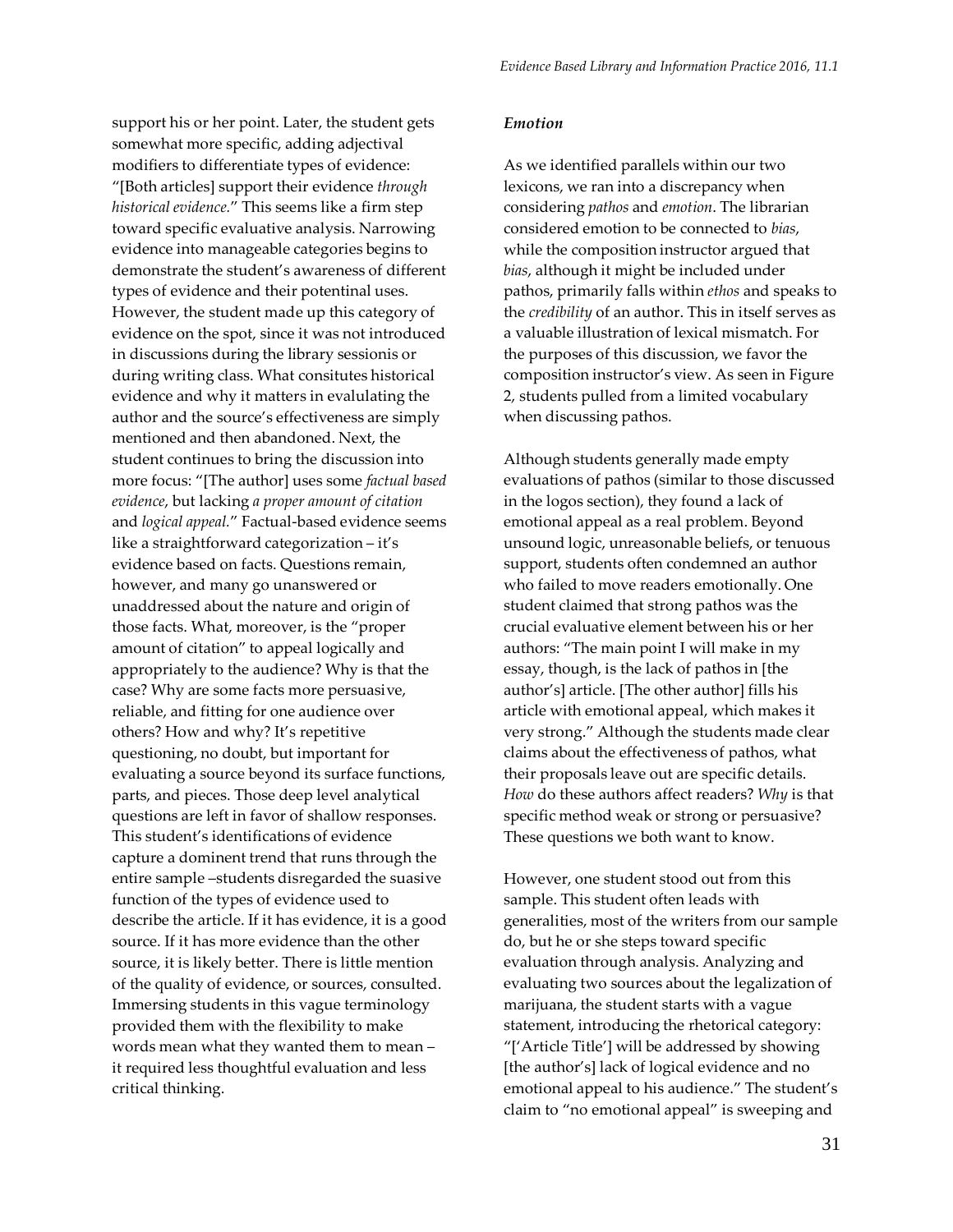support his or her point. Later, the student gets somewhat more specific, adding adjectival modifiers to differentiate types of evidence: "[Both articles] support their evidence *through historical evidence.*" This seems like a firm step toward specific evaluative analysis. Narrowing evidence into manageable categories begins to demonstrate the student's awareness of different types of evidence and their potentinal uses. However, the student made up this category of evidence on the spot, since it was not introduced in discussions during the library sessionis or during writing class. What consitutes historical evidence and why it matters in evalulating the author and the source's effectiveness are simply mentioned and then abandoned. Next, the student continues to bring the discussion into more focus: "[The author] uses some *factual based evidence*, but lacking *a proper amount of citation* and *logical appeal.*" Factual-based evidence seems like a straightforward categorization – it's evidence based on facts. Questions remain, however, and many go unanswered or unaddressed about the nature and origin of those facts. What, moreover, is the "proper amount of citation" to appeal logically and appropriately to the audience? Why is that the case? Why are some facts more persuasive, reliable, and fitting for one audience over others? How and why? It's repetitive questioning, no doubt, but important for evaluating a source beyond its surface functions, parts, and pieces. Those deep level analytical questions are left in favor of shallow responses. This student's identifications of evidence capture a dominent trend that runs through the entire sample –students disregarded the suasive function of the types of evidence used to describe the article. If it has evidence, it is a good source. If it has more evidence than the other source, it is likely better. There is little mention of the quality of evidence, or sources, consulted. Immersing students in this vague terminology provided them with the flexibility to make words mean what they wanted them to mean – it required less thoughtful evaluation and less critical thinking.

### *Emotion*

As we identified parallels within our two lexicons, we ran into a discrepancy when considering *pathos* and *emotion*. The librarian considered emotion to be connected to *bias*, while the composition instructor argued that *bias*, although it might be included under pathos, primarily falls within *ethos* and speaks to the *credibility* of an author. This in itself serves as a valuable illustration of lexical mismatch. For the purposes of this discussion, we favor the composition instructor's view. As seen in Figure 2, students pulled from a limited vocabulary when discussing pathos.

Although students generally made empty evaluations of pathos (similar to those discussed in the logos section), they found a lack of emotional appeal as a real problem. Beyond unsound logic, unreasonable beliefs, or tenuous support, students often condemned an author who failed to move readers emotionally. One student claimed that strong pathos was the crucial evaluative element between his or her authors: "The main point I will make in my essay, though, is the lack of pathos in [the author's] article. [The other author] fills his article with emotional appeal, which makes it very strong." Although the students made clear claims about the effectiveness of pathos, what their proposals leave out are specific details. *How* do these authors affect readers? *Why* is that specific method weak or strong or persuasive? These questions we both want to know.

However, one student stood out from this sample. This student often leads with generalities, most of the writers from our sample do, but he or she steps toward specific evaluation through analysis. Analyzing and evaluating two sources about the legalization of marijuana, the student starts with a vague statement, introducing the rhetorical category: "['Article Title'] will be addressed by showing [the author's] lack of logical evidence and no emotional appeal to his audience." The student's claim to "no emotional appeal" is sweeping and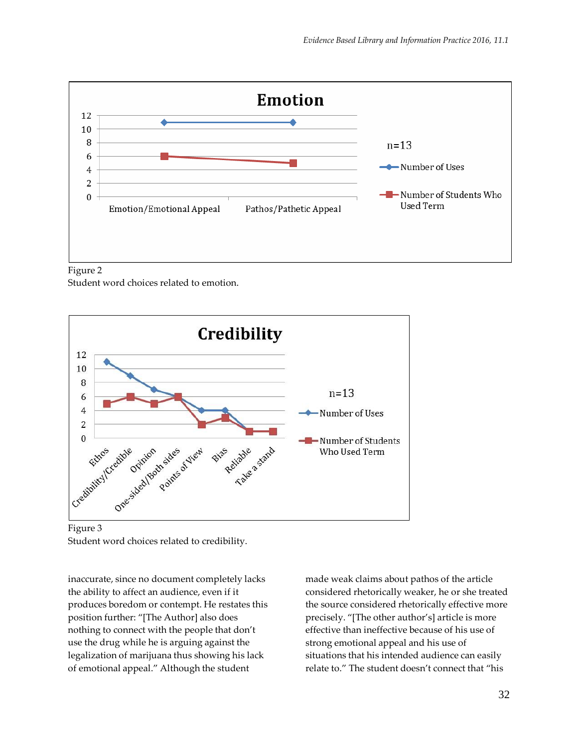Figure 2
Student word choices related to emotion.

Figure 3
Student word choices related to credibility.

inaccurate, since no document completely lacks the ability to affect an audience, even if it produces boredom or contempt. He restates this position further: "[The Author] also does nothing to connect with the people that don't use the drug while he is arguing against the legalization of marijuana thus showing his lack of emotional appeal." Although the student made weak claims about pathos of the article considered rhetorically weaker, he or she treated the source considered rhetorically effective more precisely. "[The other author's] article is more effective than ineffective because of his use of strong emotional appeal and his use of situations that his intended audience can easily relate to." The student doesn't connect that "his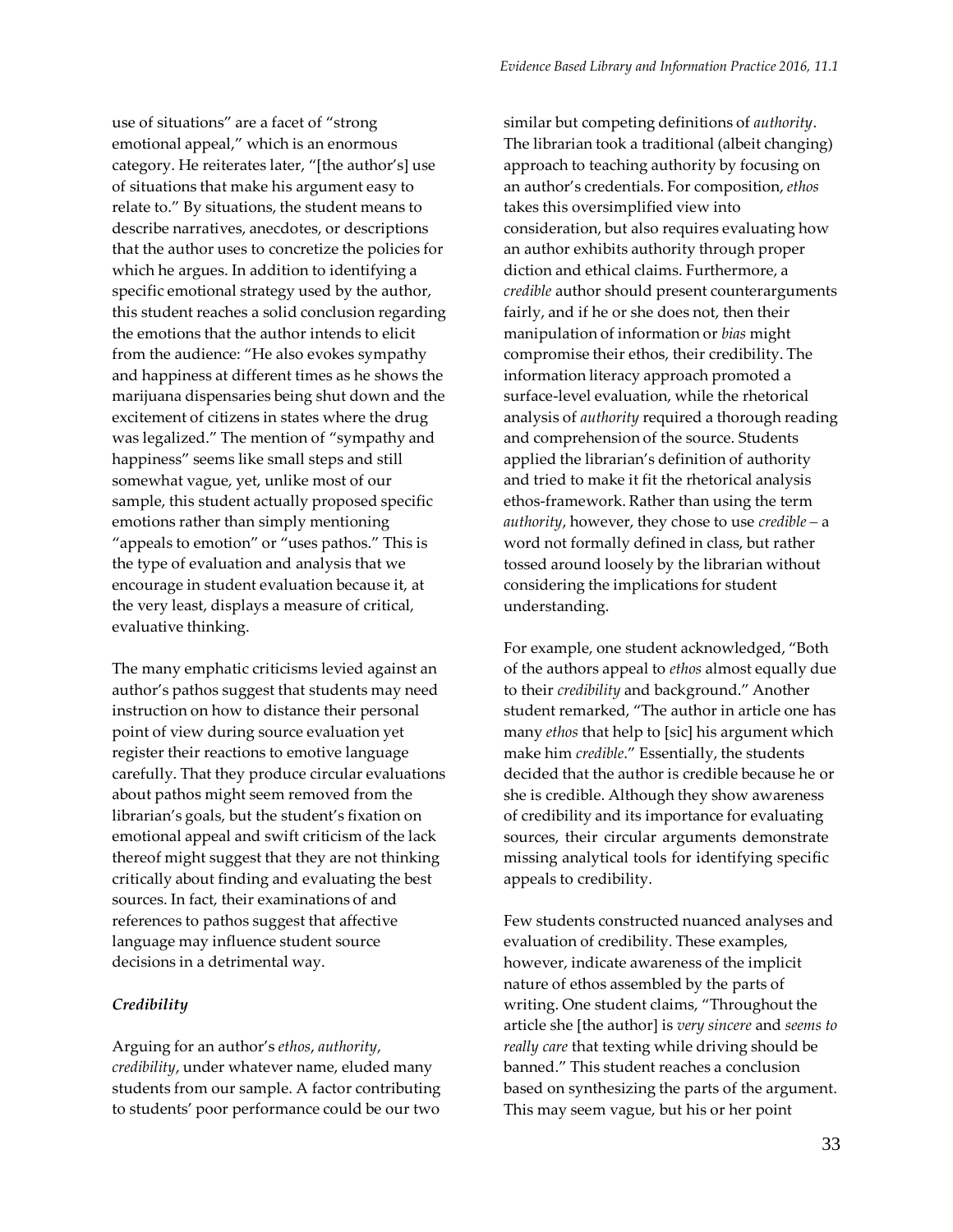use of situations" are a facet of "strong emotional appeal," which is an enormous category. He reiterates later, "[the author's] use of situations that make his argument easy to relate to." By situations, the student means to describe narratives, anecdotes, or descriptions that the author uses to concretize the policies for which he argues. In addition to identifying a specific emotional strategy used by the author, this student reaches a solid conclusion regarding the emotions that the author intends to elicit from the audience: "He also evokes sympathy and happiness at different times as he shows the marijuana dispensaries being shut down and the excitement of citizens in states where the drug was legalized." The mention of "sympathy and happiness" seems like small steps and still somewhat vague, yet, unlike most of our sample, this student actually proposed specific emotions rather than simply mentioning "appeals to emotion" or "uses pathos." This is the type of evaluation and analysis that we encourage in student evaluation because it, at the very least, displays a measure of critical, evaluative thinking.

The many emphatic criticisms levied against an author's pathos suggest that students may need instruction on how to distance their personal point of view during source evaluation yet register their reactions to emotive language carefully. That they produce circular evaluations about pathos might seem removed from the librarian's goals, but the student's fixation on emotional appeal and swift criticism of the lack thereof might suggest that they are not thinking critically about finding and evaluating the best sources. In fact, their examinations of and references to pathos suggest that affective language may influence student source decisions in a detrimental way.

### *Credibility*

Arguing for an author's *ethos*, *authority*, *credibility*, under whatever name, eluded many students from our sample. A factor contributing to students' poor performance could be our two similar but competing definitions of *authority*. The librarian took a traditional (albeit changing) approach to teaching authority by focusing on an author's credentials. For composition, *ethos* takes this oversimplified view into consideration, but also requires evaluating how an author exhibits authority through proper diction and ethical claims. Furthermore, a *credible* author should present counterarguments fairly, and if he or she does not, then their manipulation of information or *bias* might compromise their ethos, their credibility. The information literacy approach promoted a surface-level evaluation, while the rhetorical analysis of *authority* required a thorough reading and comprehension of the source. Students applied the librarian's definition of authority and tried to make it fit the rhetorical analysis ethos-framework. Rather than using the term *authority*, however, they chose to use *credible* – a word not formally defined in class, but rather tossed around loosely by the librarian without considering the implications for student understanding.

For example, one student acknowledged, "Both of the authors appeal to *ethos* almost equally due to their *credibility* and background." Another student remarked, "The author in article one has many *ethos* that help to [sic] his argument which make him *credible*." Essentially, the students decided that the author is credible because he or she is credible. Although they show awareness of credibility and its importance for evaluating sources, their circular arguments demonstrate missing analytical tools for identifying specific appeals to credibility.

Few students constructed nuanced analyses and evaluation of credibility. These examples, however, indicate awareness of the implicit nature of ethos assembled by the parts of writing. One student claims, "Throughout the article she [the author] is *very sincere* and *seems to really care* that texting while driving should be banned." This student reaches a conclusion based on synthesizing the parts of the argument. This may seem vague, but his or her point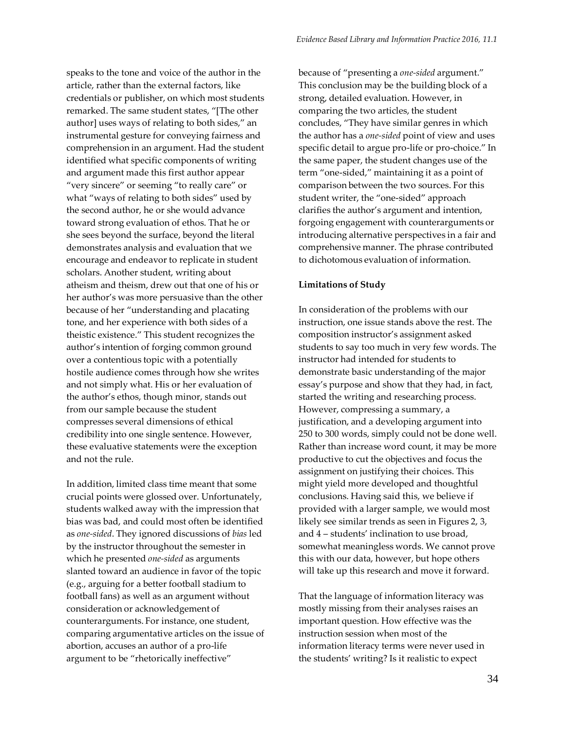speaks to the tone and voice of the author in the article, rather than the external factors, like credentials or publisher, on which most students remarked. The same student states, "[The other author] uses ways of relating to both sides," an instrumental gesture for conveying fairness and comprehension in an argument. Had the student identified what specific components of writing and argument made this first author appear "very sincere" or seeming "to really care" or what "ways of relating to both sides" used by the second author, he or she would advance toward strong evaluation of ethos. That he or she sees beyond the surface, beyond the literal demonstrates analysis and evaluation that we encourage and endeavor to replicate in student scholars. Another student, writing about atheism and theism, drew out that one of his or her author's was more persuasive than the other because of her "understanding and placating tone, and her experience with both sides of a theistic existence." This student recognizes the author's intention of forging common ground over a contentious topic with a potentially hostile audience comes through how she writes and not simply what. His or her evaluation of the author's ethos, though minor, stands out from our sample because the student compresses several dimensions of ethical credibility into one single sentence. However, these evaluative statements were the exception and not the rule.

In addition, limited class time meant that some crucial points were glossed over. Unfortunately, students walked away with the impression that bias was bad, and could most often be identified as *one-sided*. They ignored discussions of *bias* led by the instructor throughout the semester in which he presented *one-sided* as arguments slanted toward an audience in favor of the topic (e.g., arguing for a better football stadium to football fans) as well as an argument without consideration or acknowledgement of counterarguments. For instance, one student, comparing argumentative articles on the issue of abortion, accuses an author of a pro-life argument to be "rhetorically ineffective" because of "presenting a *one-sided* argument." This conclusion may be the building block of a strong, detailed evaluation. However, in comparing the two articles, the student concludes, "They have similar genres in which the author has a *one-sided* point of view and uses specific detail to argue pro-life or pro-choice." In the same paper, the student changes use of the term "one-sided," maintaining it as a point of comparison between the two sources. For this student writer, the "one-sided" approach clarifies the author's argument and intention, forgoing engagement with counterarguments or introducing alternative perspectives in a fair and comprehensive manner. The phrase contributed to dichotomous evaluation of information.

**Limitations of Study**

In consideration of the problems with our instruction, one issue stands above the rest. The composition instructor's assignment asked students to say too much in very few words. The instructor had intended for students to demonstrate basic understanding of the major essay's purpose and show that they had, in fact, started the writing and researching process. However, compressing a summary, a justification, and a developing argument into 250 to 300 words, simply could not be done well. Rather than increase word count, it may be more productive to cut the objectives and focus the assignment on justifying their choices. This might yield more developed and thoughtful conclusions. Having said this, we believe if provided with a larger sample, we would most likely see similar trends as seen in Figures 2, 3, and 4 – students' inclination to use broad, somewhat meaningless words. We cannot prove this with our data, however, but hope others will take up this research and move it forward.

That the language of information literacy was mostly missing from their analyses raises an important question. How effective was the instruction session when most of the information literacy terms were never used in the students' writing? Is it realistic to expect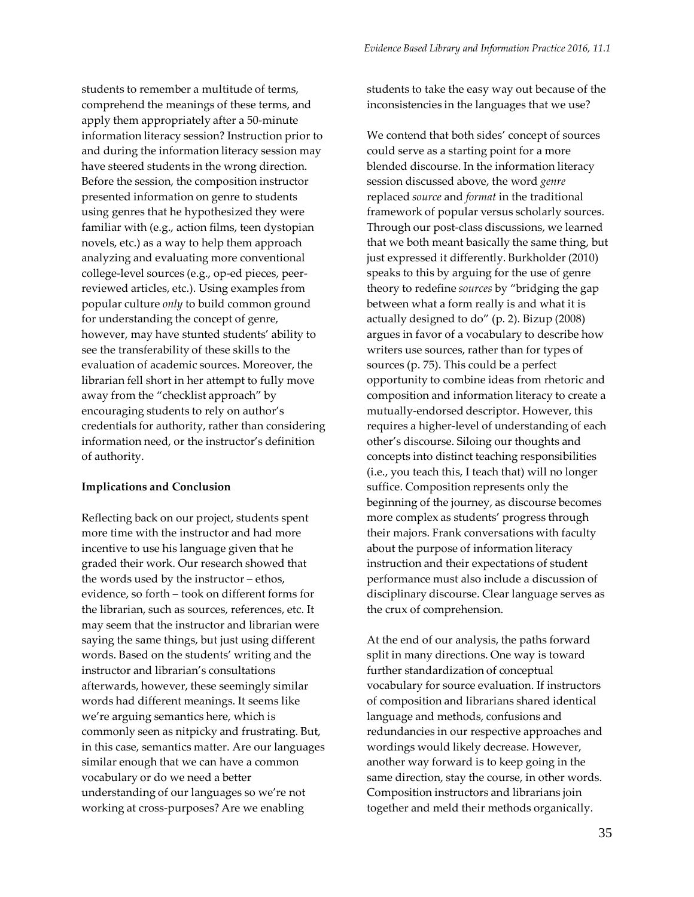students to remember a multitude of terms, comprehend the meanings of these terms, and apply them appropriately after a 50-minute information literacy session? Instruction prior to and during the information literacy session may have steered students in the wrong direction. Before the session, the composition instructor presented information on genre to students using genres that he hypothesized they were familiar with (e.g., action films, teen dystopian novels, etc.) as a way to help them approach analyzing and evaluating more conventional college-level sources (e.g., op-ed pieces, peer-reviewed articles, etc.). Using examples from popular culture *only* to build common ground for understanding the concept of genre, however, may have stunted students' ability to see the transferability of these skills to the evaluation of academic sources. Moreover, the librarian fell short in her attempt to fully move away from the "checklist approach" by encouraging students to rely on author's credentials for authority, rather than considering information need, or the instructor's definition of authority.

**Implications and Conclusion**

Reflecting back on our project, students spent more time with the instructor and had more incentive to use his language given that he graded their work. Our research showed that the words used by the instructor – ethos, evidence, so forth – took on different forms for the librarian, such as sources, references, etc. It may seem that the instructor and librarian were saying the same things, but just using different words. Based on the students' writing and the instructor and librarian's consultations afterwards, however, these seemingly similar words had different meanings. It seems like we're arguing semantics here, which is commonly seen as nitpicky and frustrating. But, in this case, semantics matter. Are our languages similar enough that we can have a common vocabulary or do we need a better understanding of our languages so we're not working at cross-purposes? Are we enabling students to take the easy way out because of the inconsistencies in the languages that we use?

We contend that both sides' concept of sources could serve as a starting point for a more blended discourse. In the information literacy session discussed above, the word *genre* replaced *source* and *format* in the traditional framework of popular versus scholarly sources. Through our post-class discussions, we learned that we both meant basically the same thing, but just expressed it differently. Burkholder (2010) speaks to this by arguing for the use of genre theory to redefine *sources* by "bridging the gap between what a form really is and what it is actually designed to do" (p. 2). Bizup (2008) argues in favor of a vocabulary to describe how writers use sources, rather than for types of sources (p. 75). This could be a perfect opportunity to combine ideas from rhetoric and composition and information literacy to create a mutually-endorsed descriptor. However, this requires a higher-level of understanding of each other's discourse. Siloing our thoughts and concepts into distinct teaching responsibilities (i.e., you teach this, I teach that) will no longer suffice. Composition represents only the beginning of the journey, as discourse becomes more complex as students' progress through their majors. Frank conversations with faculty about the purpose of information literacy instruction and their expectations of student performance must also include a discussion of disciplinary discourse. Clear language serves as the crux of comprehension.

At the end of our analysis, the paths forward split in many directions. One way is toward further standardization of conceptual vocabulary for source evaluation. If instructors of composition and librarians shared identical language and methods, confusions and redundancies in our respective approaches and wordings would likely decrease. However, another way forward is to keep going in the same direction, stay the course, in other words. Composition instructors and librarians join together and meld their methods organically.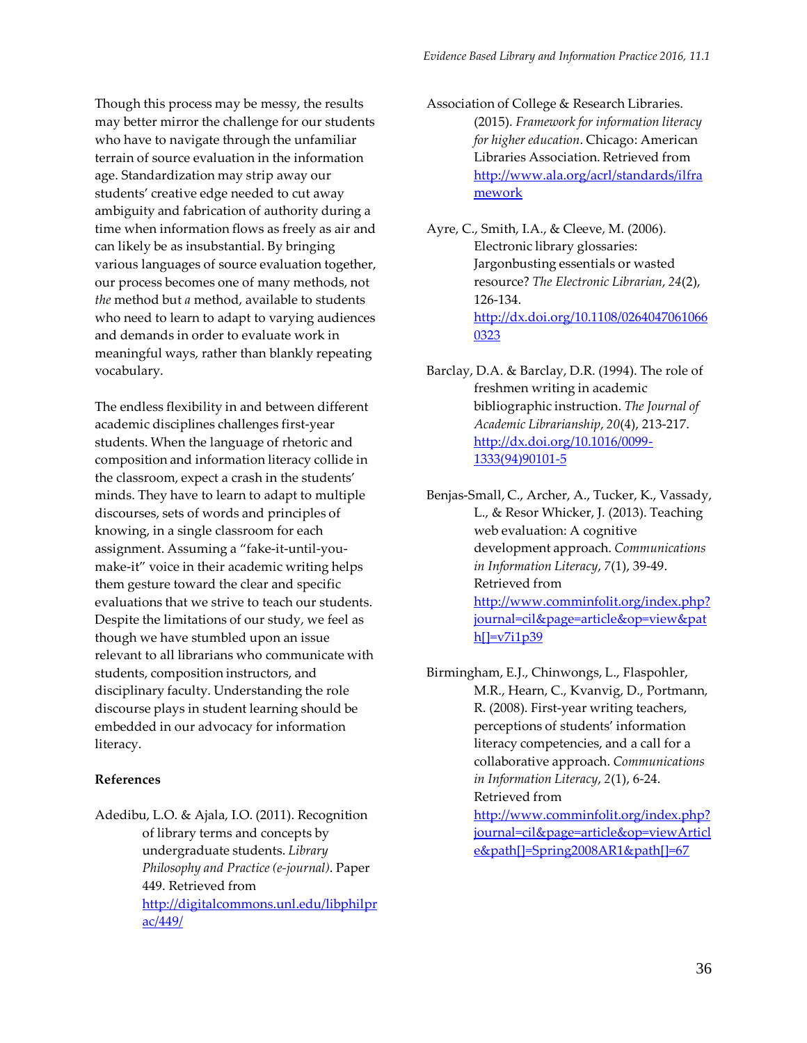Though this process may be messy, the results may better mirror the challenge for our students who have to navigate through the unfamiliar terrain of source evaluation in the information age. Standardization may strip away our students' creative edge needed to cut away ambiguity and fabrication of authority during a time when information flows as freely as air and can likely be as insubstantial. By bringing various languages of source evaluation together, our process becomes one of many methods, not *the* method but *a* method, available to students who need to learn to adapt to varying audiences and demands in order to evaluate work in meaningful ways, rather than blankly repeating vocabulary.

The endless flexibility in and between different academic disciplines challenges first-year students. When the language of rhetoric and composition and information literacy collide in the classroom, expect a crash in the students' minds. They have to learn to adapt to multiple discourses, sets of words and principles of knowing, in a single classroom for each assignment. Assuming a "fake-it-until-you-make-it" voice in their academic writing helps them gesture toward the clear and specific evaluations that we strive to teach our students. Despite the limitations of our study, we feel as though we have stumbled upon an issue relevant to all librarians who communicate with students, composition instructors, and disciplinary faculty. Understanding the role discourse plays in student learning should be embedded in our advocacy for information literacy.

**References**

Adedibu, L.O. & Ajala, I.O. (2011). Recognition of library terms and concepts by undergraduate students. *Library Philosophy and Practice (e-journal)*. Paper 449. Retrieved from http://digitalcommons.unl.edu/libphilprac/449/

Association of College & Research Libraries. (2015). *Framework for information literacy for higher education*. Chicago: American Libraries Association. Retrieved from http://www.ala.org/acrl/standards/ilframework

Ayre, C., Smith, I.A., & Cleeve, M. (2006). Electronic library glossaries: Jargonbusting essentials or wasted resource? *The Electronic Librarian*, *24*(2), 126-134. http://dx.doi.org/10.1108/02640470610660323

Barclay, D.A. & Barclay, D.R. (1994). The role of freshmen writing in academic bibliographic instruction. *The Journal of Academic Librarianship*, *20*(4), 213-217. http://dx.doi.org/10.1016/0099-1333(94)90101-5

Benjas-Small, C., Archer, A., Tucker, K., Vassady, L., & Resor Whicker, J. (2013). Teaching web evaluation: A cognitive development approach. *Communications in Information Literacy*, *7*(1), 39-49. Retrieved from http://www.comminfolit.org/index.php?journal=cil&page=article&op=view&path[]=v7i1p39

Birmingham, E.J., Chinwongs, L., Flaspohler, M.R., Hearn, C., Kvanvig, D., Portmann, R. (2008). First-year writing teachers, perceptions of students' information literacy competencies, and a call for a collaborative approach. *Communications in Information Literacy*, *2*(1), 6-24. Retrieved from http://www.comminfolit.org/index.php?journal=cil&page=article&op=viewArticle&path[]=Spring2008AR1&path[]=67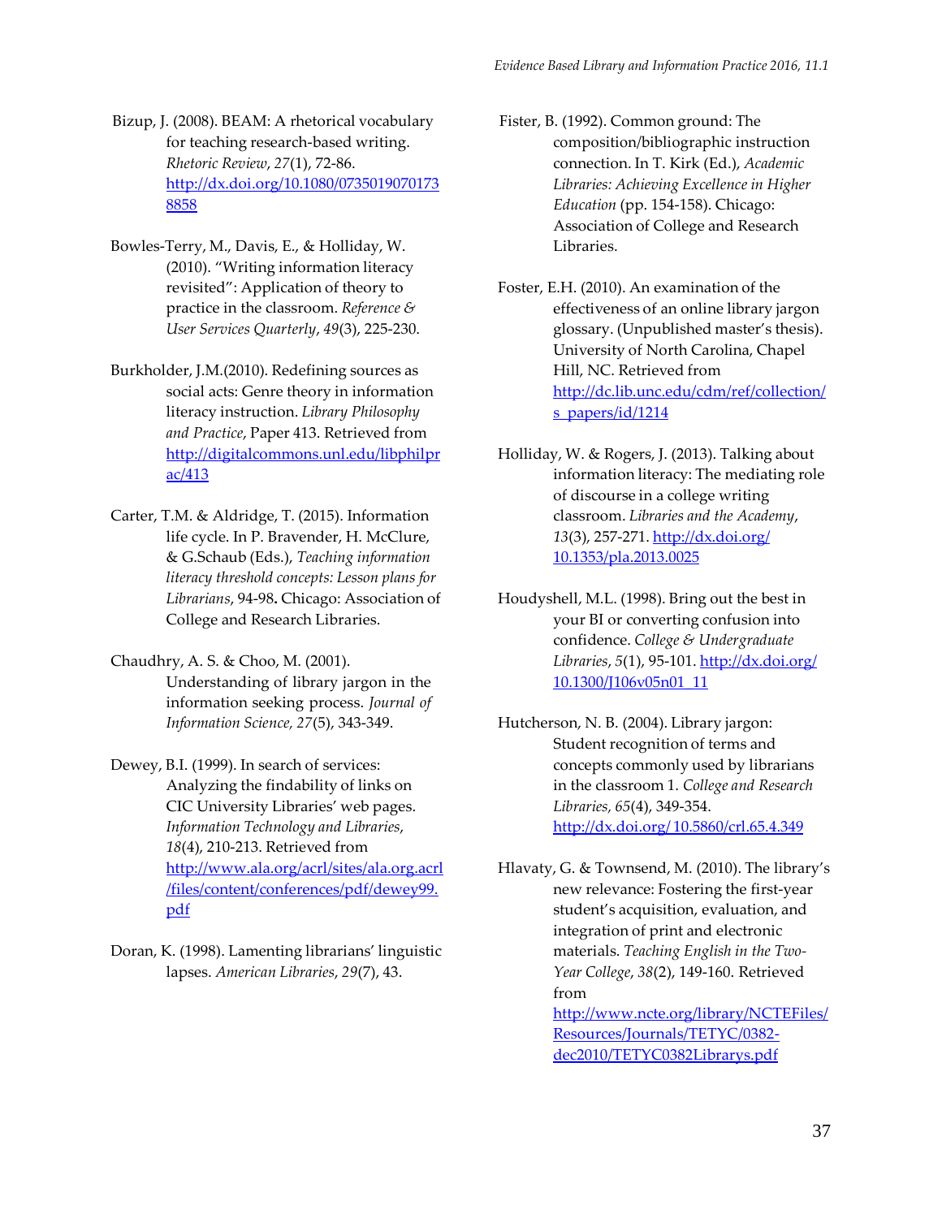Bizup, J. (2008). BEAM: A rhetorical vocabulary for teaching research-based writing. *Rhetoric Review*, *27*(1), 72-86. http://dx.doi.org/10.1080/07350190701738858

Bowles-Terry, M., Davis, E., & Holliday, W. (2010). "Writing information literacy revisited": Application of theory to practice in the classroom. *Reference & User Services Quarterly*, *49*(3), 225-230.

Burkholder, J.M.(2010). Redefining sources as social acts: Genre theory in information literacy instruction. *Library Philosophy and Practice*, Paper 413. Retrieved from http://digitalcommons.unl.edu/libphilprac/413

Carter, T.M. & Aldridge, T. (2015). Information life cycle. In P. Bravender, H. McClure, & G.Schaub (Eds.), *Teaching information literacy threshold concepts: Lesson plans for Librarians*, 94-98**.** Chicago: Association of College and Research Libraries.

Chaudhry, A. S. & Choo, M. (2001). Understanding of library jargon in the information seeking process. *Journal of Information Science, 27*(5), 343-349.

Dewey, B.I. (1999). In search of services: Analyzing the findability of links on CIC University Libraries' web pages. *Information Technology and Libraries*, *18*(4), 210-213. Retrieved from http://www.ala.org/acrl/sites/ala.org.acrl/files/content/conferences/pdf/dewey99.pdf

Doran, K. (1998). Lamenting librarians' linguistic lapses. *American Libraries*, *29*(7), 43.

Fister, B. (1992). Common ground: The composition/bibliographic instruction connection. In T. Kirk (Ed.), *Academic Libraries: Achieving Excellence in Higher Education* (pp. 154-158). Chicago: Association of College and Research Libraries.

Foster, E.H. (2010). An examination of the effectiveness of an online library jargon glossary. (Unpublished master's thesis). University of North Carolina, Chapel Hill, NC. Retrieved from http://dc.lib.unc.edu/cdm/ref/collection/s_papers/id/1214

Holliday, W. & Rogers, J. (2013). Talking about information literacy: The mediating role of discourse in a college writing classroom. *Libraries and the Academy*, *13*(3), 257-271. http://dx.doi.org/10.1353/pla.2013.0025

Houdyshell, M.L. (1998). Bring out the best in your BI or converting confusion into confidence. *College & Undergraduate Libraries*, *5*(1), 95-101. http://dx.doi.org/10.1300/J106v05n01_11

Hutcherson, N. B. (2004). Library jargon: Student recognition of terms and concepts commonly used by librarians in the classroom 1. *College and Research Libraries, 65*(4), 349-354. http://dx.doi.org/10.5860/crl.65.4.349

Hlavaty, G. & Townsend, M. (2010). The library's new relevance: Fostering the first-year student's acquisition, evaluation, and integration of print and electronic materials. *Teaching English in the Two-Year College*, *38*(2), 149-160. Retrieved from http://www.ncte.org/library/NCTEFiles/Resources/Journals/TETYC/0382-dec2010/TETYC0382Librarys.pdf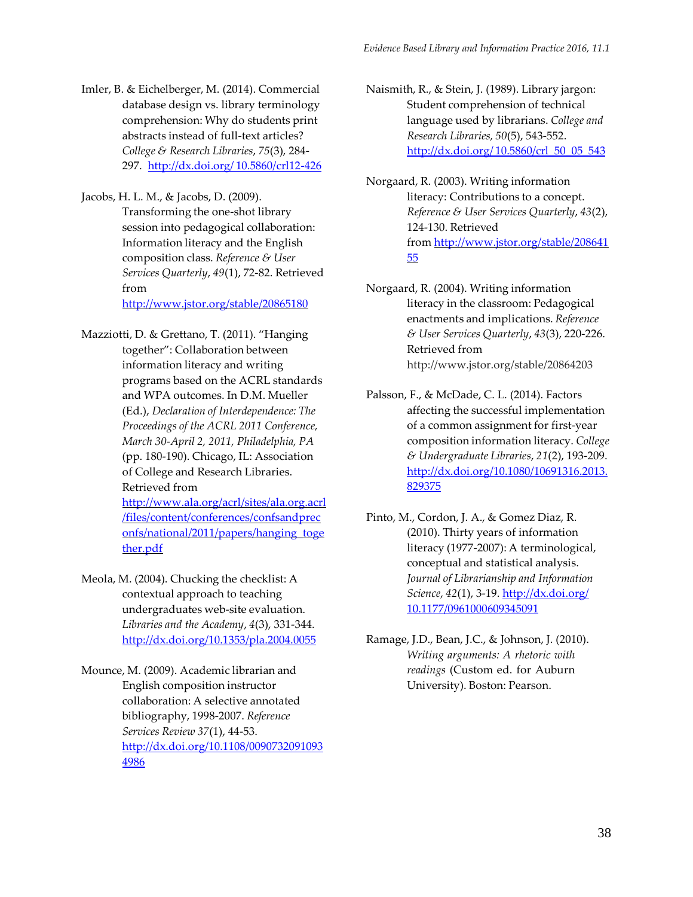Imler, B. & Eichelberger, M. (2014). Commercial database design vs. library terminology comprehension: Why do students print abstracts instead of full-text articles? *College & Research Libraries*, *75*(3), 284-297. http://dx.doi.org/10.5860/crl12-426

Jacobs, H. L. M., & Jacobs, D. (2009). Transforming the one-shot library session into pedagogical collaboration: Information literacy and the English composition class. *Reference & User Services Quarterly*, *49*(1), 72-82. Retrieved from http://www.jstor.org/stable/20865180

Mazziotti, D. & Grettano, T. (2011). "Hanging together": Collaboration between information literacy and writing programs based on the ACRL standards and WPA outcomes. In D.M. Mueller (Ed.), *Declaration of Interdependence: The Proceedings of the ACRL 2011 Conference, March 30-April 2, 2011, Philadelphia, PA* (pp. 180-190). Chicago, IL: Association of College and Research Libraries. Retrieved from http://www.ala.org/acrl/sites/ala.org.acrl/files/content/conferences/confsandpreconfs/national/2011/papers/hanging_together.pdf

Meola, M. (2004). Chucking the checklist: A contextual approach to teaching undergraduates web-site evaluation. *Libraries and the Academy*, *4*(3), 331-344. http://dx.doi.org/10.1353/pla.2004.0055

Mounce, M. (2009). Academic librarian and English composition instructor collaboration: A selective annotated bibliography, 1998-2007. *Reference Services Review 37*(1), 44-53. http://dx.doi.org/10.1108/00907320910934986

Naismith, R., & Stein, J. (1989). Library jargon: Student comprehension of technical language used by librarians. *College and Research Libraries, 50*(5), 543-552. http://dx.doi.org/10.5860/crl_50_05_543

Norgaard, R. (2003). Writing information literacy: Contributions to a concept. *Reference & User Services Quarterly*, *43*(2), 124-130. Retrieved from http://www.jstor.org/stable/20864155

Norgaard, R. (2004). Writing information literacy in the classroom: Pedagogical enactments and implications. *Reference & User Services Quarterly*, *43*(3), 220-226. Retrieved from http://www.jstor.org/stable/20864203

Palsson, F., & McDade, C. L. (2014). Factors affecting the successful implementation of a common assignment for first-year composition information literacy. *College & Undergraduate Libraries*, *21*(2), 193-209. http://dx.doi.org/10.1080/10691316.2013.829375

Pinto, M., Cordon, J. A., & Gomez Diaz, R. (2010). Thirty years of information literacy (1977-2007): A terminological, conceptual and statistical analysis. *Journal of Librarianship and Information Science*, *42*(1), 3-19. http://dx.doi.org/10.1177/0961000609345091

Ramage, J.D., Bean, J.C., & Johnson, J. (2010). *Writing arguments: A rhetoric with readings* (Custom ed. for Auburn University). Boston: Pearson.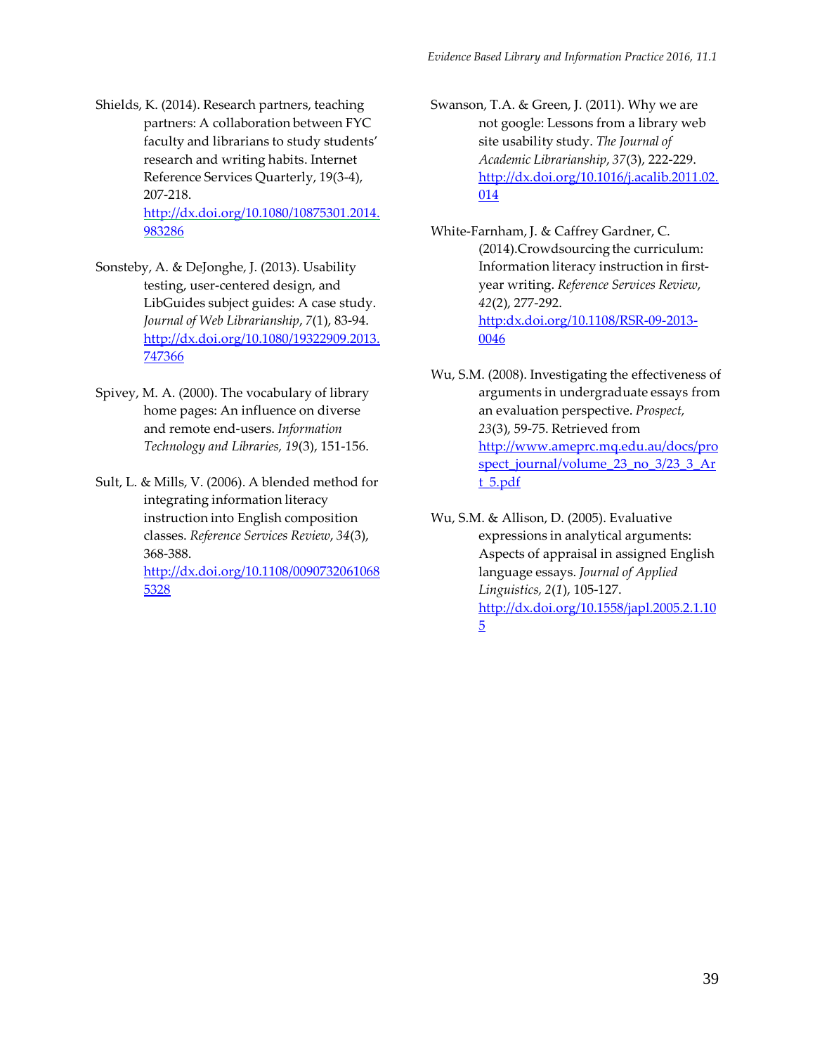Shields, K. (2014). Research partners, teaching partners: A collaboration between FYC faculty and librarians to study students' research and writing habits. Internet Reference Services Quarterly, 19(3-4), 207-218. http://dx.doi.org/10.1080/10875301.2014.983286

Sonsteby, A. & DeJonghe, J. (2013). Usability testing, user-centered design, and LibGuides subject guides: A case study. *Journal of Web Librarianship*, *7*(1), 83-94. http://dx.doi.org/10.1080/19322909.2013.747366

Spivey, M. A. (2000). The vocabulary of library home pages: An influence on diverse and remote end-users. *Information Technology and Libraries, 19*(3), 151-156.

Sult, L. & Mills, V. (2006). A blended method for integrating information literacy instruction into English composition classes. *Reference Services Review*, *34*(3), 368-388. http://dx.doi.org/10.1108/00907320610685328

Swanson, T.A. & Green, J. (2011). Why we are not google: Lessons from a library web site usability study. *The Journal of Academic Librarianship*, *37*(3), 222-229. http://dx.doi.org/10.1016/j.acalib.2011.02.014

White-Farnham, J. & Caffrey Gardner, C. (2014).Crowdsourcing the curriculum: Information literacy instruction in first-year writing. *Reference Services Review*, *42*(2), 277-292. http:dx.doi.org/10.1108/RSR-09-2013-0046

Wu, S.M. (2008). Investigating the effectiveness of arguments in undergraduate essays from an evaluation perspective. *Prospect, 23*(3), 59-75. Retrieved from http://www.ameprc.mq.edu.au/docs/prospect_journal/volume_23_no_3/23_3_Art_5.pdf

Wu, S.M. & Allison, D. (2005). Evaluative expressions in analytical arguments: Aspects of appraisal in assigned English language essays. *Journal of Applied Linguistics, 2*(*1*), 105-127. http://dx.doi.org/10.1558/japl.2005.2.1.105